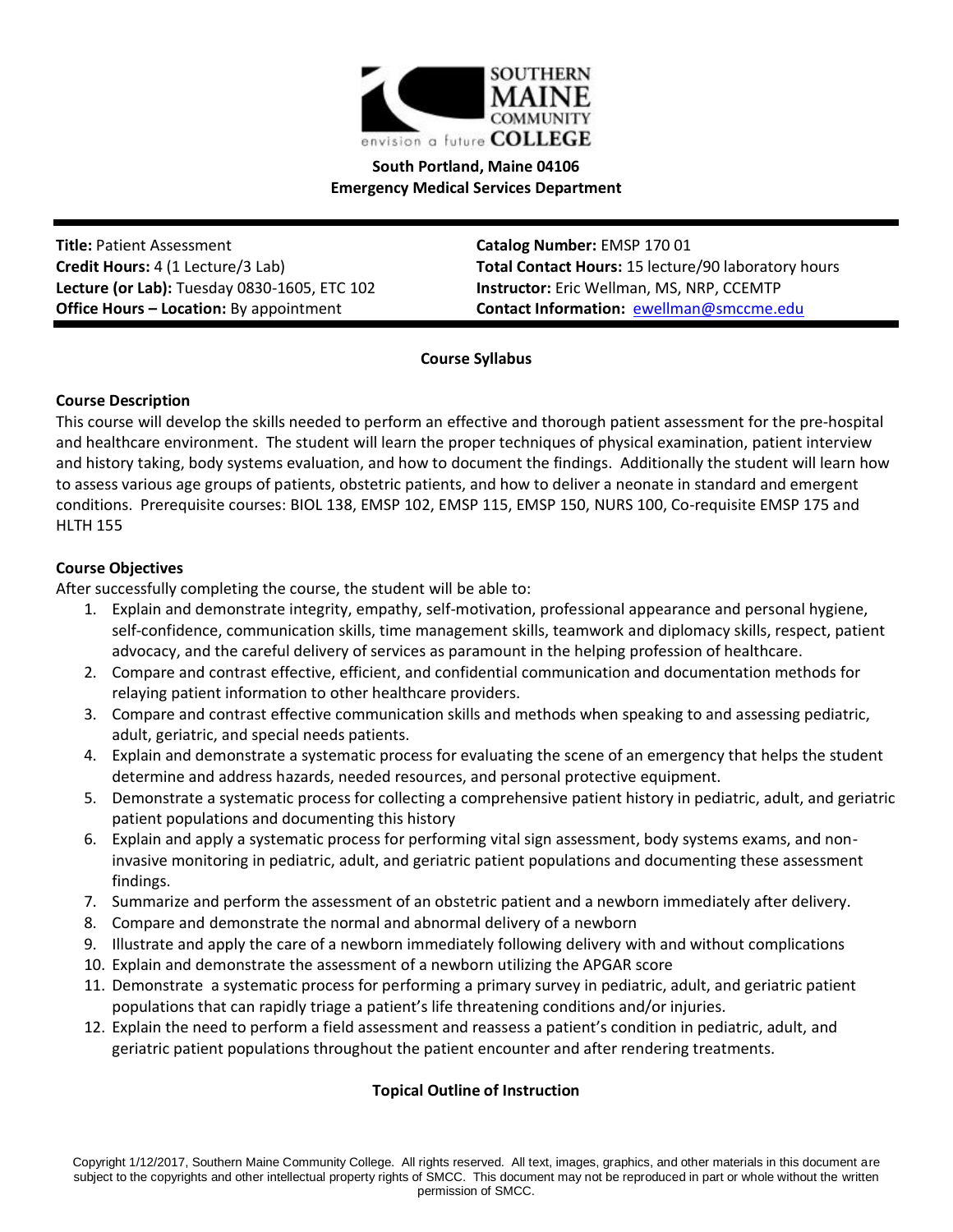**South Portland, Maine 04106**
**Emergency Medical Services Department**

| | |
|---|---|
| **Title:** Patient Assessment | **Catalog Number:** EMSP 170 01 |
| **Credit Hours:** 4 (1 Lecture/3 Lab) | **Total Contact Hours:** 15 lecture/90 laboratory hours |
| **Lecture (or Lab):** Tuesday 0830-1605, ETC 102 | **Instructor:** Eric Wellman, MS, NRP, CCEMTP |
| **Office Hours – Location:** By appointment | **Contact Information:** ewellman@smccme.edu |

## Course Syllabus

### Course Description

This course will develop the skills needed to perform an effective and thorough patient assessment for the pre-hospital and healthcare environment. The student will learn the proper techniques of physical examination, patient interview and history taking, body systems evaluation, and how to document the findings. Additionally the student will learn how to assess various age groups of patients, obstetric patients, and how to deliver a neonate in standard and emergent conditions. Prerequisite courses: BIOL 138, EMSP 102, EMSP 115, EMSP 150, NURS 100, Co-requisite EMSP 175 and HLTH 155

### Course Objectives

After successfully completing the course, the student will be able to:

1. Explain and demonstrate integrity, empathy, self-motivation, professional appearance and personal hygiene, self-confidence, communication skills, time management skills, teamwork and diplomacy skills, respect, patient advocacy, and the careful delivery of services as paramount in the helping profession of healthcare.
2. Compare and contrast effective, efficient, and confidential communication and documentation methods for relaying patient information to other healthcare providers.
3. Compare and contrast effective communication skills and methods when speaking to and assessing pediatric, adult, geriatric, and special needs patients.
4. Explain and demonstrate a systematic process for evaluating the scene of an emergency that helps the student determine and address hazards, needed resources, and personal protective equipment.
5. Demonstrate a systematic process for collecting a comprehensive patient history in pediatric, adult, and geriatric patient populations and documenting this history
6. Explain and apply a systematic process for performing vital sign assessment, body systems exams, and non-invasive monitoring in pediatric, adult, and geriatric patient populations and documenting these assessment findings.
7. Summarize and perform the assessment of an obstetric patient and a newborn immediately after delivery.
8. Compare and demonstrate the normal and abnormal delivery of a newborn
9. Illustrate and apply the care of a newborn immediately following delivery with and without complications
10. Explain and demonstrate the assessment of a newborn utilizing the APGAR score
11. Demonstrate a systematic process for performing a primary survey in pediatric, adult, and geriatric patient populations that can rapidly triage a patient's life threatening conditions and/or injuries.
12. Explain the need to perform a field assessment and reassess a patient's condition in pediatric, adult, and geriatric patient populations throughout the patient encounter and after rendering treatments.

### Topical Outline of Instruction

Copyright 1/12/2017, Southern Maine Community College. All rights reserved. All text, images, graphics, and other materials in this document are subject to the copyrights and other intellectual property rights of SMCC. This document may not be reproduced in part or whole without the written permission of SMCC.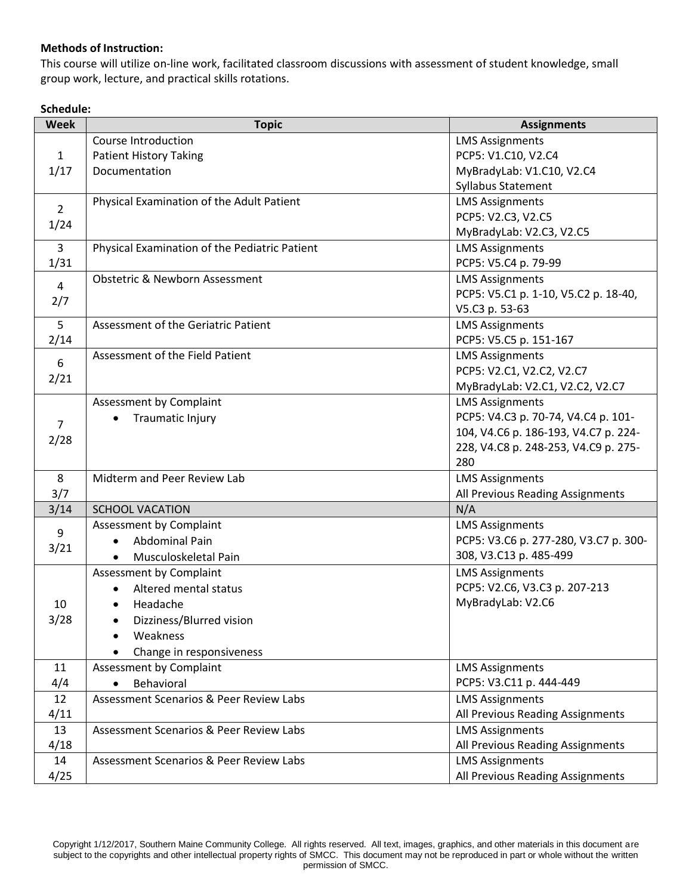**Methods of Instruction:**
This course will utilize on-line work, facilitated classroom discussions with assessment of student knowledge, small group work, lecture, and practical skills rotations.

**Schedule:**

| Week | Topic | Assignments |
|---|---|---|
| 1<br>1/17 | Course Introduction<br>Patient History Taking<br>Documentation | LMS Assignments<br>PCP5: V1.C10, V2.C4<br>MyBradyLab: V1.C10, V2.C4<br>Syllabus Statement |
| 2<br>1/24 | Physical Examination of the Adult Patient | LMS Assignments<br>PCP5: V2.C3, V2.C5<br>MyBradyLab: V2.C3, V2.C5 |
| 3<br>1/31 | Physical Examination of the Pediatric Patient | LMS Assignments<br>PCP5: V5.C4 p. 79-99 |
| 4<br>2/7 | Obstetric & Newborn Assessment | LMS Assignments<br>PCP5: V5.C1 p. 1-10, V5.C2 p. 18-40, V5.C3 p. 53-63 |
| 5<br>2/14 | Assessment of the Geriatric Patient | LMS Assignments<br>PCP5: V5.C5 p. 151-167 |
| 6<br>2/21 | Assessment of the Field Patient | LMS Assignments<br>PCP5: V2.C1, V2.C2, V2.C7<br>MyBradyLab: V2.C1, V2.C2, V2.C7 |
| 7<br>2/28 | Assessment by Complaint<br>• Traumatic Injury | LMS Assignments<br>PCP5: V4.C3 p. 70-74, V4.C4 p. 101-104, V4.C6 p. 186-193, V4.C7 p. 224-228, V4.C8 p. 248-253, V4.C9 p. 275-280 |
| 8<br>3/7 | Midterm and Peer Review Lab | LMS Assignments<br>All Previous Reading Assignments |
| 3/14 | SCHOOL VACATION | N/A |
| 9<br>3/21 | Assessment by Complaint<br>• Abdominal Pain<br>• Musculoskeletal Pain | LMS Assignments<br>PCP5: V3.C6 p. 277-280, V3.C7 p. 300-308, V3.C13 p. 485-499 |
| 10<br>3/28 | Assessment by Complaint<br>• Altered mental status<br>• Headache<br>• Dizziness/Blurred vision<br>• Weakness<br>• Change in responsiveness | LMS Assignments<br>PCP5: V2.C6, V3.C3 p. 207-213<br>MyBradyLab: V2.C6 |
| 11<br>4/4 | Assessment by Complaint<br>• Behavioral | LMS Assignments<br>PCP5: V3.C11 p. 444-449 |
| 12<br>4/11 | Assessment Scenarios & Peer Review Labs | LMS Assignments<br>All Previous Reading Assignments |
| 13<br>4/18 | Assessment Scenarios & Peer Review Labs | LMS Assignments<br>All Previous Reading Assignments |
| 14<br>4/25 | Assessment Scenarios & Peer Review Labs | LMS Assignments<br>All Previous Reading Assignments |

Copyright 1/12/2017, Southern Maine Community College. All rights reserved. All text, images, graphics, and other materials in this document are subject to the copyrights and other intellectual property rights of SMCC. This document may not be reproduced in part or whole without the written permission of SMCC.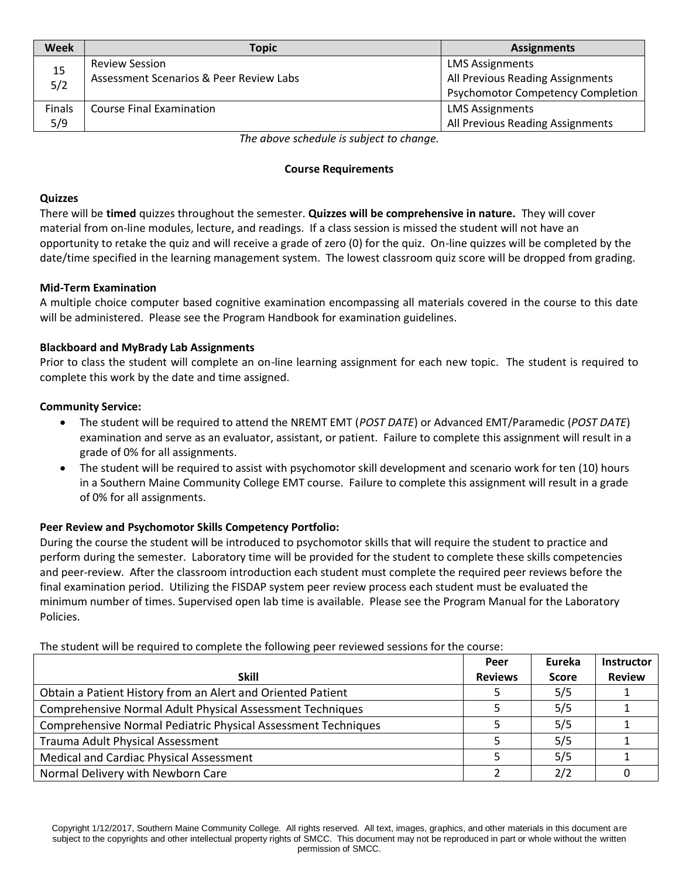| Week | Topic | Assignments |
|---|---|---|
| 15<br>5/2 | Review Session<br>Assessment Scenarios & Peer Review Labs | LMS Assignments<br>All Previous Reading Assignments<br>Psychomotor Competency Completion |
| Finals<br>5/9 | Course Final Examination | LMS Assignments<br>All Previous Reading Assignments |

*The above schedule is subject to change.*

**Course Requirements**

**Quizzes**

There will be **timed** quizzes throughout the semester. **Quizzes will be comprehensive in nature.** They will cover material from on-line modules, lecture, and readings. If a class session is missed the student will not have an opportunity to retake the quiz and will receive a grade of zero (0) for the quiz. On-line quizzes will be completed by the date/time specified in the learning management system. The lowest classroom quiz score will be dropped from grading.

**Mid-Term Examination**

A multiple choice computer based cognitive examination encompassing all materials covered in the course to this date will be administered. Please see the Program Handbook for examination guidelines.

**Blackboard and MyBrady Lab Assignments**

Prior to class the student will complete an on-line learning assignment for each new topic. The student is required to complete this work by the date and time assigned.

**Community Service:**

- The student will be required to attend the NREMT EMT (*POST DATE*) or Advanced EMT/Paramedic (*POST DATE*) examination and serve as an evaluator, assistant, or patient. Failure to complete this assignment will result in a grade of 0% for all assignments.
- The student will be required to assist with psychomotor skill development and scenario work for ten (10) hours in a Southern Maine Community College EMT course. Failure to complete this assignment will result in a grade of 0% for all assignments.

**Peer Review and Psychomotor Skills Competency Portfolio:**

During the course the student will be introduced to psychomotor skills that will require the student to practice and perform during the semester. Laboratory time will be provided for the student to complete these skills competencies and peer-review. After the classroom introduction each student must complete the required peer reviews before the final examination period. Utilizing the FISDAP system peer review process each student must be evaluated the minimum number of times. Supervised open lab time is available. Please see the Program Manual for the Laboratory Policies.

The student will be required to complete the following peer reviewed sessions for the course:

| Skill | Peer Reviews | Eureka Score | Instructor Review |
|---|---|---|---|
| Obtain a Patient History from an Alert and Oriented Patient | 5 | 5/5 | 1 |
| Comprehensive Normal Adult Physical Assessment Techniques | 5 | 5/5 | 1 |
| Comprehensive Normal Pediatric Physical Assessment Techniques | 5 | 5/5 | 1 |
| Trauma Adult Physical Assessment | 5 | 5/5 | 1 |
| Medical and Cardiac Physical Assessment | 5 | 5/5 | 1 |
| Normal Delivery with Newborn Care | 2 | 2/2 | 0 |

Copyright 1/12/2017, Southern Maine Community College. All rights reserved. All text, images, graphics, and other materials in this document are subject to the copyrights and other intellectual property rights of SMCC. This document may not be reproduced in part or whole without the written permission of SMCC.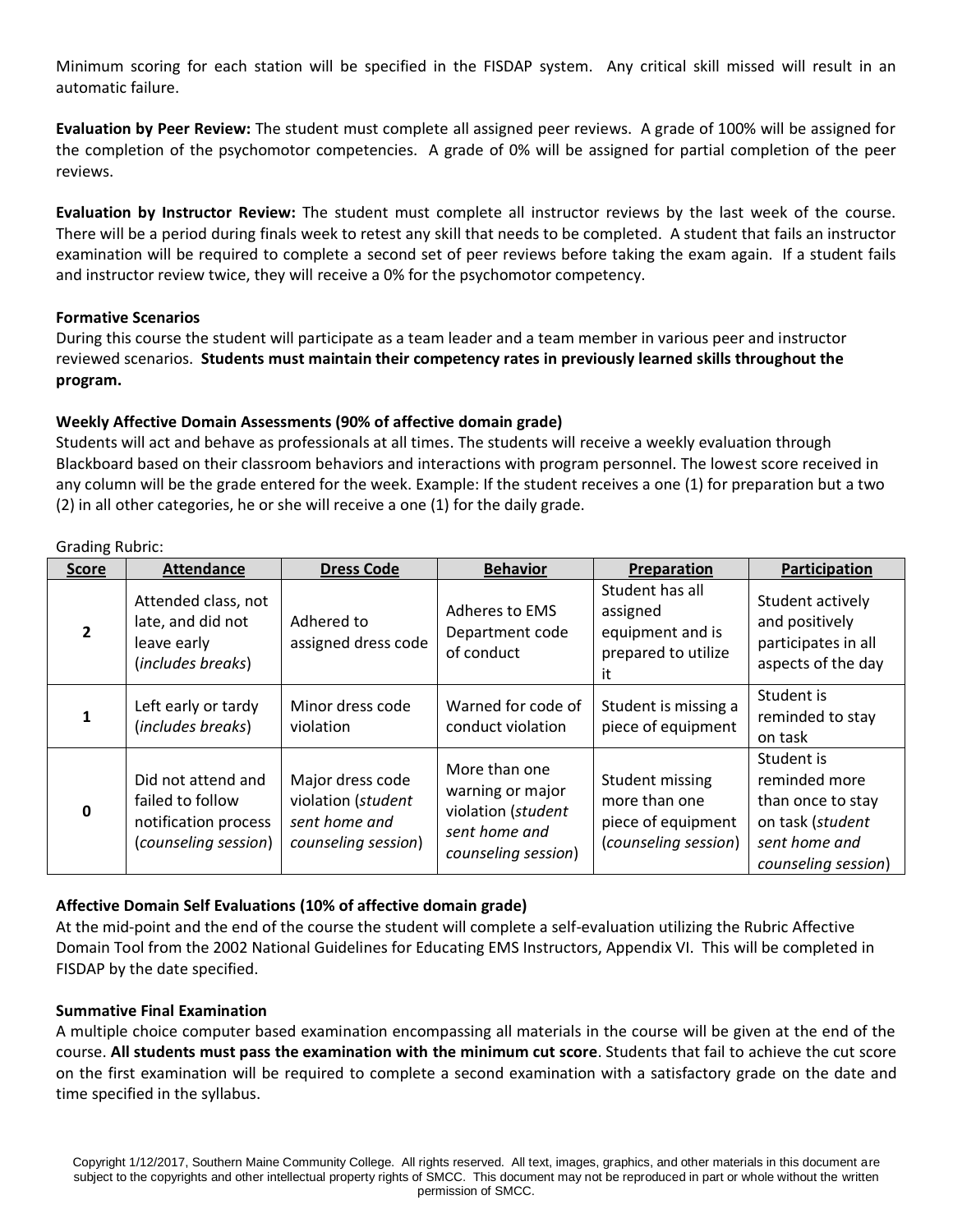Minimum scoring for each station will be specified in the FISDAP system. Any critical skill missed will result in an automatic failure.

**Evaluation by Peer Review:** The student must complete all assigned peer reviews. A grade of 100% will be assigned for the completion of the psychomotor competencies. A grade of 0% will be assigned for partial completion of the peer reviews.

**Evaluation by Instructor Review:** The student must complete all instructor reviews by the last week of the course. There will be a period during finals week to retest any skill that needs to be completed. A student that fails an instructor examination will be required to complete a second set of peer reviews before taking the exam again. If a student fails and instructor review twice, they will receive a 0% for the psychomotor competency.

**Formative Scenarios**

During this course the student will participate as a team leader and a team member in various peer and instructor reviewed scenarios. **Students must maintain their competency rates in previously learned skills throughout the program.**

**Weekly Affective Domain Assessments (90% of affective domain grade)**

Students will act and behave as professionals at all times. The students will receive a weekly evaluation through Blackboard based on their classroom behaviors and interactions with program personnel. The lowest score received in any column will be the grade entered for the week. Example: If the student receives a one (1) for preparation but a two (2) in all other categories, he or she will receive a one (1) for the daily grade.

Grading Rubric:

| Score | Attendance | Dress Code | Behavior | Preparation | Participation |
|---|---|---|---|---|---|
| **2** | Attended class, not late, and did not leave early (*includes breaks*) | Adhered to assigned dress code | Adheres to EMS Department code of conduct | Student has all assigned equipment and is prepared to utilize it | Student actively and positively participates in all aspects of the day |
| **1** | Left early or tardy (*includes breaks*) | Minor dress code violation | Warned for code of conduct violation | Student is missing a piece of equipment | Student is reminded to stay on task |
| **0** | Did not attend and failed to follow notification process (*counseling session*) | Major dress code violation (*student sent home and counseling session*) | More than one warning or major violation (*student sent home and counseling session*) | Student missing more than one piece of equipment (*counseling session*) | Student is reminded more than once to stay on task (*student sent home and counseling session*) |

**Affective Domain Self Evaluations (10% of affective domain grade)**

At the mid-point and the end of the course the student will complete a self-evaluation utilizing the Rubric Affective Domain Tool from the 2002 National Guidelines for Educating EMS Instructors, Appendix VI. This will be completed in FISDAP by the date specified.

**Summative Final Examination**

A multiple choice computer based examination encompassing all materials in the course will be given at the end of the course. **All students must pass the examination with the minimum cut score**. Students that fail to achieve the cut score on the first examination will be required to complete a second examination with a satisfactory grade on the date and time specified in the syllabus.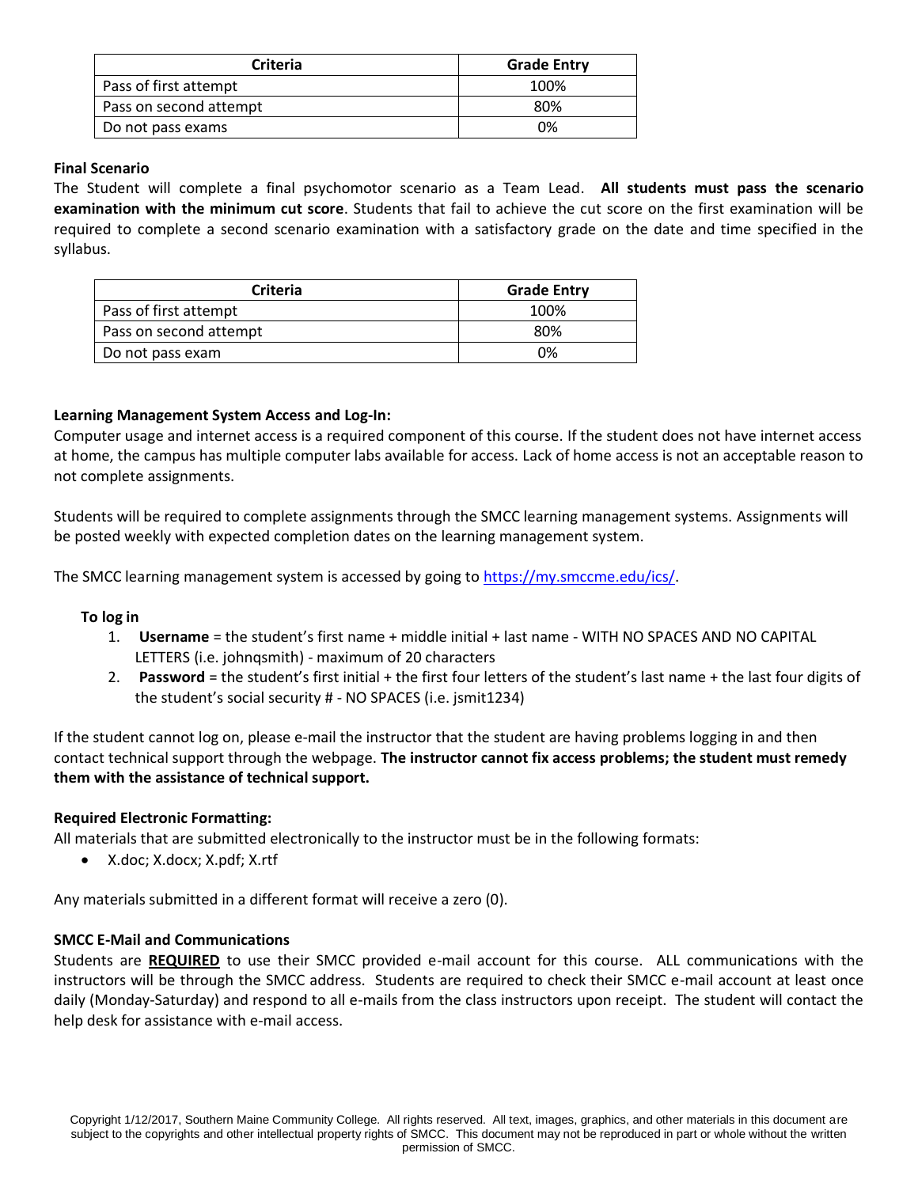| Criteria | Grade Entry |
|---|---|
| Pass of first attempt | 100% |
| Pass on second attempt | 80% |
| Do not pass exams | 0% |

**Final Scenario**

The Student will complete a final psychomotor scenario as a Team Lead. **All students must pass the scenario examination with the minimum cut score**. Students that fail to achieve the cut score on the first examination will be required to complete a second scenario examination with a satisfactory grade on the date and time specified in the syllabus.

| Criteria | Grade Entry |
|---|---|
| Pass of first attempt | 100% |
| Pass on second attempt | 80% |
| Do not pass exam | 0% |

**Learning Management System Access and Log-In:**

Computer usage and internet access is a required component of this course. If the student does not have internet access at home, the campus has multiple computer labs available for access. Lack of home access is not an acceptable reason to not complete assignments.

Students will be required to complete assignments through the SMCC learning management systems. Assignments will be posted weekly with expected completion dates on the learning management system.

The SMCC learning management system is accessed by going to https://my.smccme.edu/ics/.

**To log in**

1. **Username** = the student's first name + middle initial + last name - WITH NO SPACES AND NO CAPITAL LETTERS (i.e. johnqsmith) - maximum of 20 characters
2. **Password** = the student's first initial + the first four letters of the student's last name + the last four digits of the student's social security # - NO SPACES (i.e. jsmit1234)

If the student cannot log on, please e-mail the instructor that the student are having problems logging in and then contact technical support through the webpage. **The instructor cannot fix access problems; the student must remedy them with the assistance of technical support.**

**Required Electronic Formatting:**

All materials that are submitted electronically to the instructor must be in the following formats:

- X.doc; X.docx; X.pdf; X.rtf

Any materials submitted in a different format will receive a zero (0).

**SMCC E-Mail and Communications**

Students are **REQUIRED** to use their SMCC provided e-mail account for this course. ALL communications with the instructors will be through the SMCC address. Students are required to check their SMCC e-mail account at least once daily (Monday-Saturday) and respond to all e-mails from the class instructors upon receipt. The student will contact the help desk for assistance with e-mail access.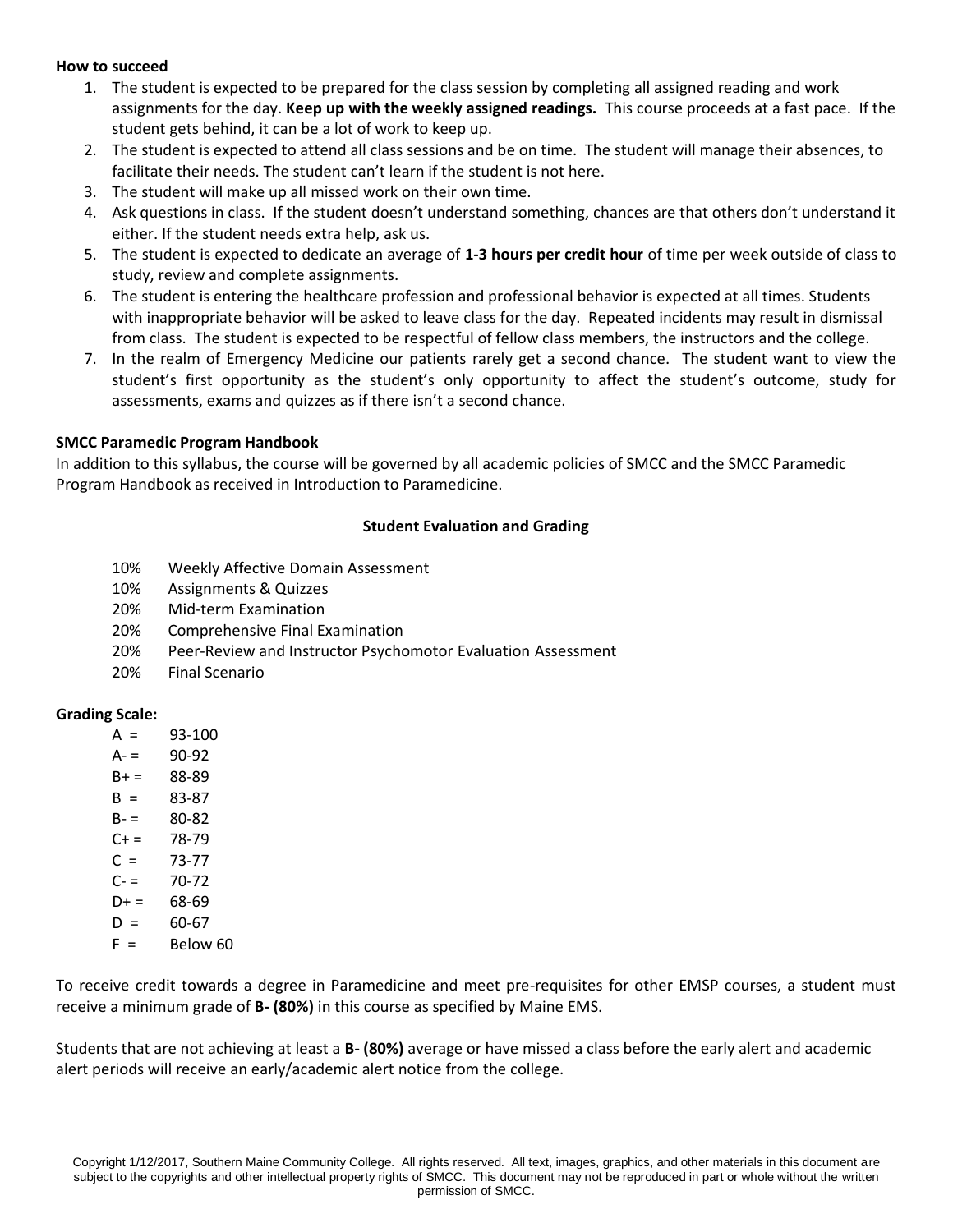**How to succeed**

1. The student is expected to be prepared for the class session by completing all assigned reading and work assignments for the day. **Keep up with the weekly assigned readings.** This course proceeds at a fast pace. If the student gets behind, it can be a lot of work to keep up.
2. The student is expected to attend all class sessions and be on time. The student will manage their absences, to facilitate their needs. The student can't learn if the student is not here.
3. The student will make up all missed work on their own time.
4. Ask questions in class. If the student doesn't understand something, chances are that others don't understand it either. If the student needs extra help, ask us.
5. The student is expected to dedicate an average of **1-3 hours per credit hour** of time per week outside of class to study, review and complete assignments.
6. The student is entering the healthcare profession and professional behavior is expected at all times. Students with inappropriate behavior will be asked to leave class for the day. Repeated incidents may result in dismissal from class. The student is expected to be respectful of fellow class members, the instructors and the college.
7. In the realm of Emergency Medicine our patients rarely get a second chance. The student want to view the student's first opportunity as the student's only opportunity to affect the student's outcome, study for assessments, exams and quizzes as if there isn't a second chance.

**SMCC Paramedic Program Handbook**

In addition to this syllabus, the course will be governed by all academic policies of SMCC and the SMCC Paramedic Program Handbook as received in Introduction to Paramedicine.

**Student Evaluation and Grading**

| | |
|---|---|
| 10% | Weekly Affective Domain Assessment |
| 10% | Assignments & Quizzes |
| 20% | Mid-term Examination |
| 20% | Comprehensive Final Examination |
| 20% | Peer-Review and Instructor Psychomotor Evaluation Assessment |
| 20% | Final Scenario |

**Grading Scale:**

| | |
|---|---|
| A = | 93-100 |
| A- = | 90-92 |
| B+ = | 88-89 |
| B = | 83-87 |
| B- = | 80-82 |
| C+ = | 78-79 |
| C = | 73-77 |
| C- = | 70-72 |
| D+ = | 68-69 |
| D = | 60-67 |
| F = | Below 60 |

To receive credit towards a degree in Paramedicine and meet pre-requisites for other EMSP courses, a student must receive a minimum grade of **B- (80%)** in this course as specified by Maine EMS.

Students that are not achieving at least a **B- (80%)** average or have missed a class before the early alert and academic alert periods will receive an early/academic alert notice from the college.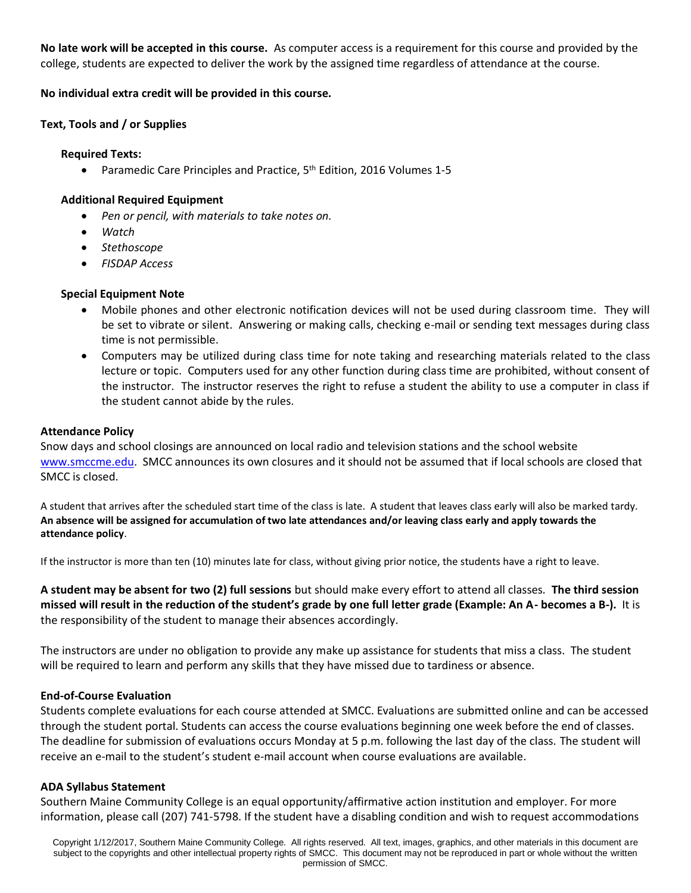**No late work will be accepted in this course.** As computer access is a requirement for this course and provided by the college, students are expected to deliver the work by the assigned time regardless of attendance at the course.

**No individual extra credit will be provided in this course.**

**Text, Tools and / or Supplies**

**Required Texts:**

- Paramedic Care Principles and Practice, 5th Edition, 2016 Volumes 1-5

**Additional Required Equipment**

- *Pen or pencil, with materials to take notes on.*
- *Watch*
- *Stethoscope*
- *FISDAP Access*

**Special Equipment Note**

- Mobile phones and other electronic notification devices will not be used during classroom time. They will be set to vibrate or silent. Answering or making calls, checking e-mail or sending text messages during class time is not permissible.
- Computers may be utilized during class time for note taking and researching materials related to the class lecture or topic. Computers used for any other function during class time are prohibited, without consent of the instructor. The instructor reserves the right to refuse a student the ability to use a computer in class if the student cannot abide by the rules.

**Attendance Policy**

Snow days and school closings are announced on local radio and television stations and the school website www.smccme.edu. SMCC announces its own closures and it should not be assumed that if local schools are closed that SMCC is closed.

A student that arrives after the scheduled start time of the class is late. A student that leaves class early will also be marked tardy. **An absence will be assigned for accumulation of two late attendances and/or leaving class early and apply towards the attendance policy**.

If the instructor is more than ten (10) minutes late for class, without giving prior notice, the students have a right to leave.

**A student may be absent for two (2) full sessions** but should make every effort to attend all classes. **The third session missed will result in the reduction of the student's grade by one full letter grade (Example: An A- becomes a B-).** It is the responsibility of the student to manage their absences accordingly.

The instructors are under no obligation to provide any make up assistance for students that miss a class. The student will be required to learn and perform any skills that they have missed due to tardiness or absence.

**End-of-Course Evaluation**

Students complete evaluations for each course attended at SMCC. Evaluations are submitted online and can be accessed through the student portal. Students can access the course evaluations beginning one week before the end of classes. The deadline for submission of evaluations occurs Monday at 5 p.m. following the last day of the class. The student will receive an e-mail to the student's student e-mail account when course evaluations are available.

**ADA Syllabus Statement**

Southern Maine Community College is an equal opportunity/affirmative action institution and employer. For more information, please call (207) 741-5798. If the student have a disabling condition and wish to request accommodations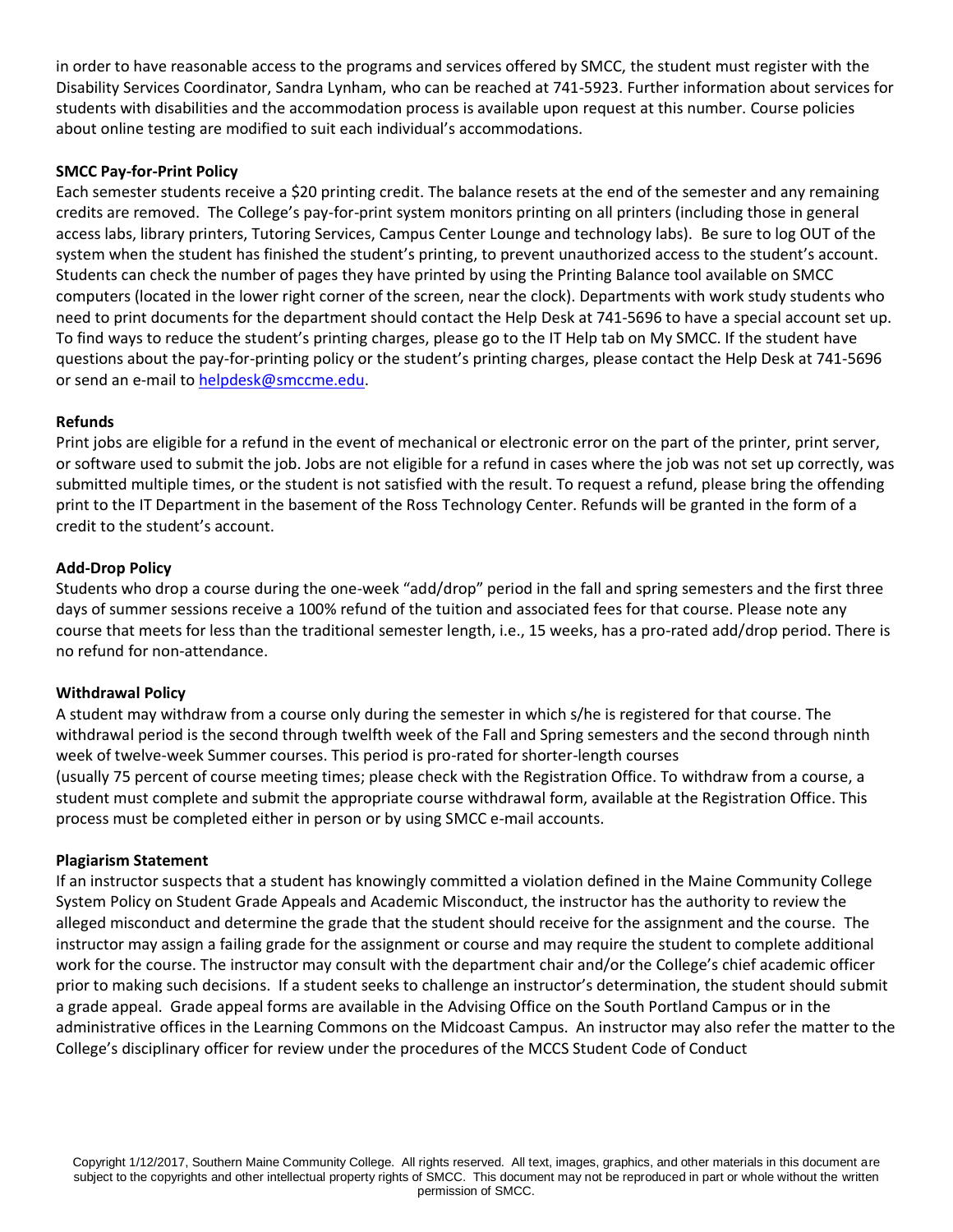in order to have reasonable access to the programs and services offered by SMCC, the student must register with the Disability Services Coordinator, Sandra Lynham, who can be reached at 741-5923. Further information about services for students with disabilities and the accommodation process is available upon request at this number. Course policies about online testing are modified to suit each individual's accommodations.

**SMCC Pay-for-Print Policy**

Each semester students receive a $20 printing credit. The balance resets at the end of the semester and any remaining credits are removed. The College's pay-for-print system monitors printing on all printers (including those in general access labs, library printers, Tutoring Services, Campus Center Lounge and technology labs). Be sure to log OUT of the system when the student has finished the student's printing, to prevent unauthorized access to the student's account. Students can check the number of pages they have printed by using the Printing Balance tool available on SMCC computers (located in the lower right corner of the screen, near the clock). Departments with work study students who need to print documents for the department should contact the Help Desk at 741-5696 to have a special account set up. To find ways to reduce the student's printing charges, please go to the IT Help tab on My SMCC. If the student have questions about the pay-for-printing policy or the student's printing charges, please contact the Help Desk at 741-5696 or send an e-mail to helpdesk@smccme.edu.

**Refunds**

Print jobs are eligible for a refund in the event of mechanical or electronic error on the part of the printer, print server, or software used to submit the job. Jobs are not eligible for a refund in cases where the job was not set up correctly, was submitted multiple times, or the student is not satisfied with the result. To request a refund, please bring the offending print to the IT Department in the basement of the Ross Technology Center. Refunds will be granted in the form of a credit to the student's account.

**Add-Drop Policy**

Students who drop a course during the one-week "add/drop" period in the fall and spring semesters and the first three days of summer sessions receive a 100% refund of the tuition and associated fees for that course. Please note any course that meets for less than the traditional semester length, i.e., 15 weeks, has a pro-rated add/drop period. There is no refund for non-attendance.

**Withdrawal Policy**

A student may withdraw from a course only during the semester in which s/he is registered for that course. The withdrawal period is the second through twelfth week of the Fall and Spring semesters and the second through ninth week of twelve-week Summer courses. This period is pro-rated for shorter-length courses (usually 75 percent of course meeting times; please check with the Registration Office. To withdraw from a course, a student must complete and submit the appropriate course withdrawal form, available at the Registration Office. This process must be completed either in person or by using SMCC e-mail accounts.

**Plagiarism Statement**

If an instructor suspects that a student has knowingly committed a violation defined in the Maine Community College System Policy on Student Grade Appeals and Academic Misconduct, the instructor has the authority to review the alleged misconduct and determine the grade that the student should receive for the assignment and the course. The instructor may assign a failing grade for the assignment or course and may require the student to complete additional work for the course. The instructor may consult with the department chair and/or the College's chief academic officer prior to making such decisions. If a student seeks to challenge an instructor's determination, the student should submit a grade appeal. Grade appeal forms are available in the Advising Office on the South Portland Campus or in the administrative offices in the Learning Commons on the Midcoast Campus. An instructor may also refer the matter to the College's disciplinary officer for review under the procedures of the MCCS Student Code of Conduct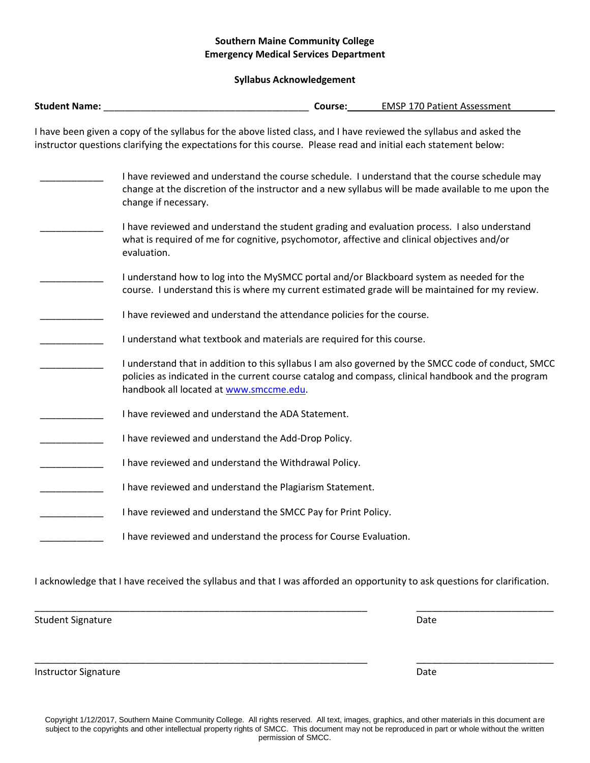**Southern Maine Community College**
**Emergency Medical Services Department**

**Syllabus Acknowledgement**

**Student Name:** ______________________________________ **Course:** EMSP 170 Patient Assessment

I have been given a copy of the syllabus for the above listed class, and I have reviewed the syllabus and asked the instructor questions clarifying the expectations for this course. Please read and initial each statement below:

____________ I have reviewed and understand the course schedule. I understand that the course schedule may change at the discretion of the instructor and a new syllabus will be made available to me upon the change if necessary.

____________ I have reviewed and understand the student grading and evaluation process. I also understand what is required of me for cognitive, psychomotor, affective and clinical objectives and/or evaluation.

____________ I understand how to log into the MySMCC portal and/or Blackboard system as needed for the course. I understand this is where my current estimated grade will be maintained for my review.

____________ I have reviewed and understand the attendance policies for the course.

____________ I understand what textbook and materials are required for this course.

____________ I understand that in addition to this syllabus I am also governed by the SMCC code of conduct, SMCC policies as indicated in the current course catalog and compass, clinical handbook and the program handbook all located at www.smccme.edu.

____________ I have reviewed and understand the ADA Statement.

____________ I have reviewed and understand the Add-Drop Policy.

____________ I have reviewed and understand the Withdrawal Policy.

____________ I have reviewed and understand the Plagiarism Statement.

____________ I have reviewed and understand the SMCC Pay for Print Policy.

____________ I have reviewed and understand the process for Course Evaluation.

I acknowledge that I have received the syllabus and that I was afforded an opportunity to ask questions for clarification.

_________________________________________________________________ __________________________

Student Signature Date

_________________________________________________________________ __________________________

Instructor Signature Date

Copyright 1/12/2017, Southern Maine Community College. All rights reserved. All text, images, graphics, and other materials in this document are subject to the copyrights and other intellectual property rights of SMCC. This document may not be reproduced in part or whole without the written permission of SMCC.